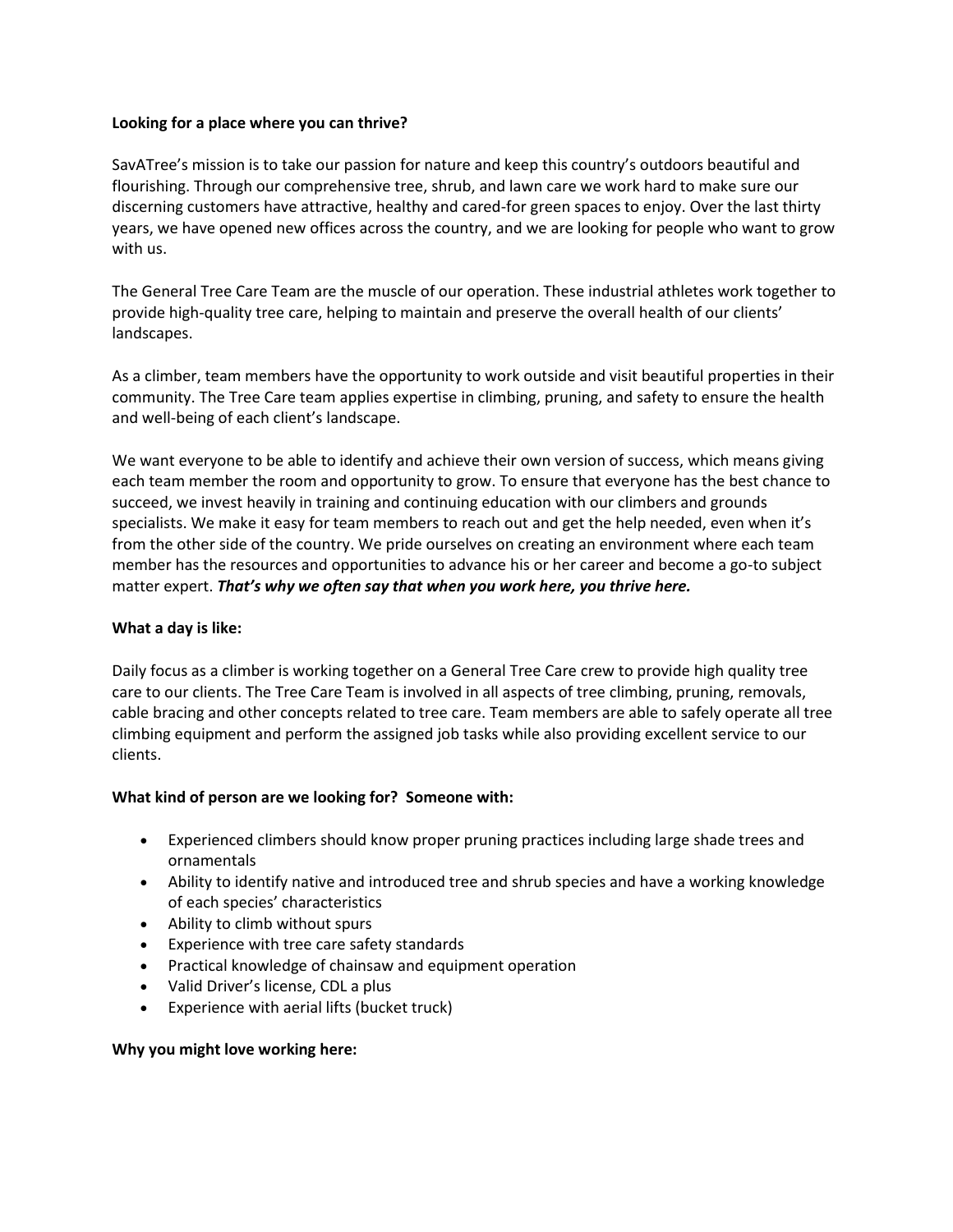**Looking for a place where you can thrive?**

SavATree's mission is to take our passion for nature and keep this country's outdoors beautiful and flourishing. Through our comprehensive tree, shrub, and lawn care we work hard to make sure our discerning customers have attractive, healthy and cared-for green spaces to enjoy. Over the last thirty years, we have opened new offices across the country, and we are looking for people who want to grow with us.

The General Tree Care Team are the muscle of our operation. These industrial athletes work together to provide high-quality tree care, helping to maintain and preserve the overall health of our clients' landscapes.

As a climber, team members have the opportunity to work outside and visit beautiful properties in their community. The Tree Care team applies expertise in climbing, pruning, and safety to ensure the health and well-being of each client's landscape.

We want everyone to be able to identify and achieve their own version of success, which means giving each team member the room and opportunity to grow. To ensure that everyone has the best chance to succeed, we invest heavily in training and continuing education with our climbers and grounds specialists. We make it easy for team members to reach out and get the help needed, even when it's from the other side of the country. We pride ourselves on creating an environment where each team member has the resources and opportunities to advance his or her career and become a go-to subject matter expert. ***That's why we often say that when you work here, you thrive here.***

**What a day is like:**

Daily focus as a climber is working together on a General Tree Care crew to provide high quality tree care to our clients. The Tree Care Team is involved in all aspects of tree climbing, pruning, removals, cable bracing and other concepts related to tree care. Team members are able to safely operate all tree climbing equipment and perform the assigned job tasks while also providing excellent service to our clients.

**What kind of person are we looking for? Someone with:**

- Experienced climbers should know proper pruning practices including large shade trees and ornamentals
- Ability to identify native and introduced tree and shrub species and have a working knowledge of each species' characteristics
- Ability to climb without spurs
- Experience with tree care safety standards
- Practical knowledge of chainsaw and equipment operation
- Valid Driver's license, CDL a plus
- Experience with aerial lifts (bucket truck)

**Why you might love working here:**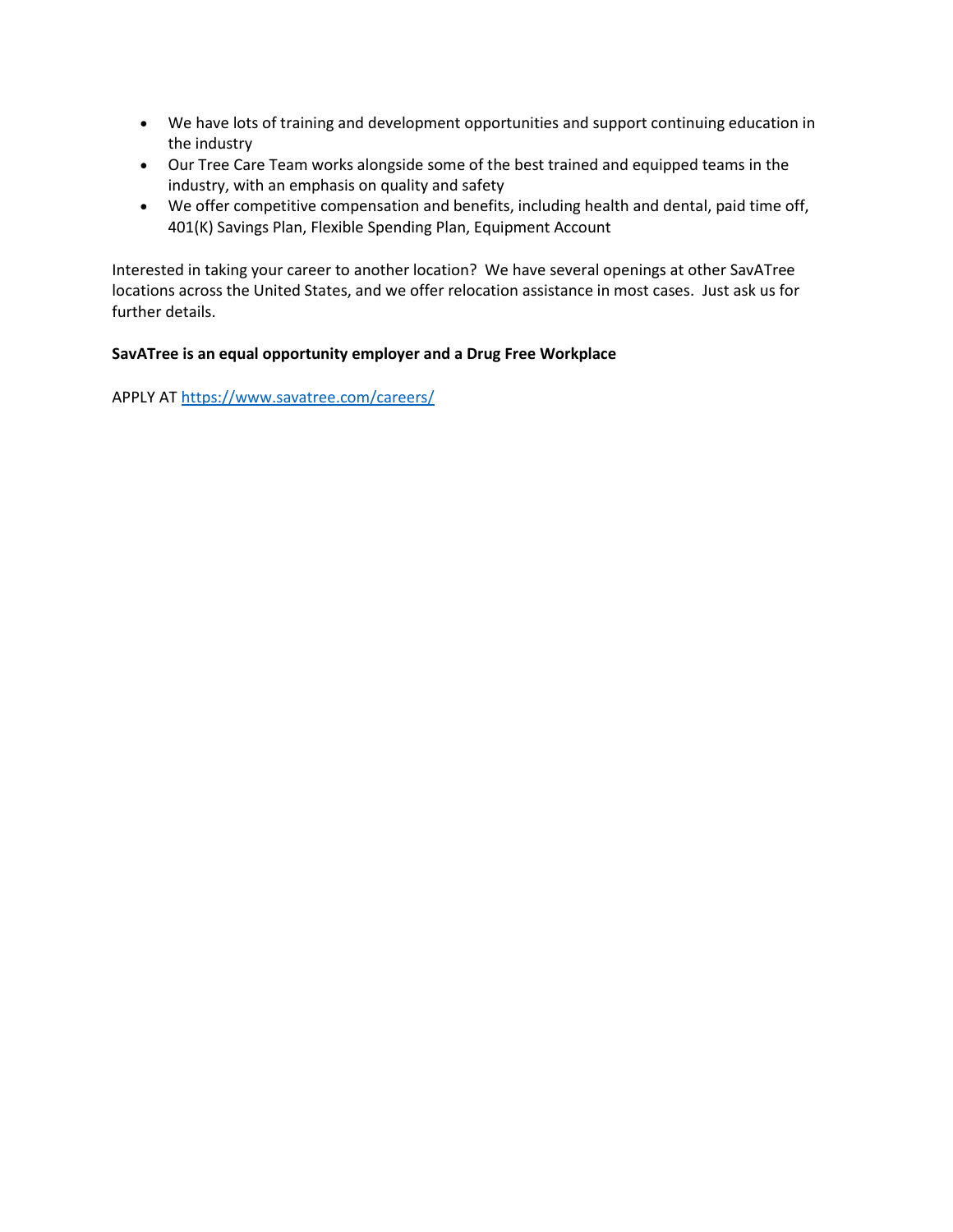- We have lots of training and development opportunities and support continuing education in the industry
- Our Tree Care Team works alongside some of the best trained and equipped teams in the industry, with an emphasis on quality and safety
- We offer competitive compensation and benefits, including health and dental, paid time off, 401(K) Savings Plan, Flexible Spending Plan, Equipment Account

Interested in taking your career to another location? We have several openings at other SavATree locations across the United States, and we offer relocation assistance in most cases. Just ask us for further details.

**SavATree is an equal opportunity employer and a Drug Free Workplace**

APPLY AT https://www.savatree.com/careers/